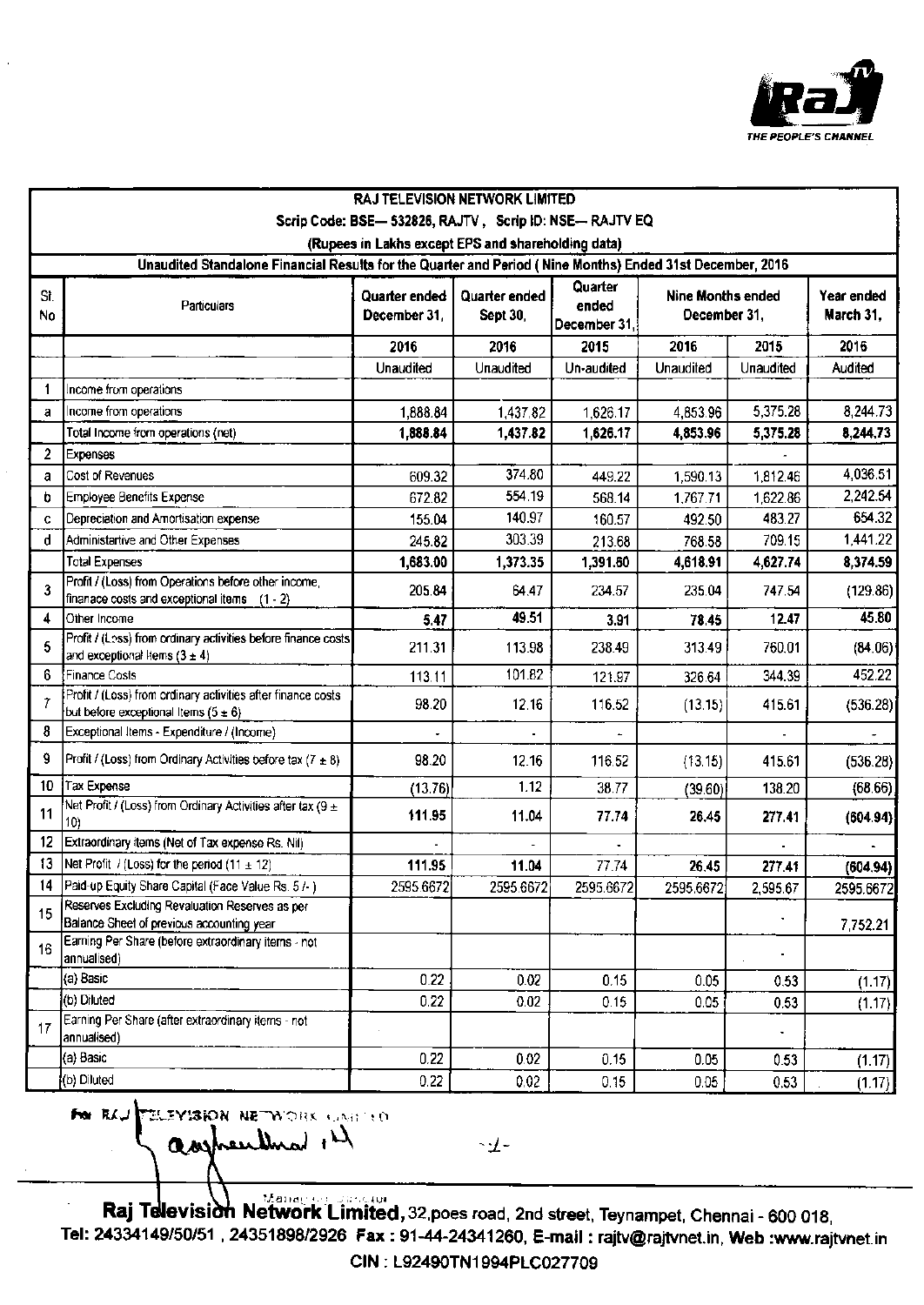THE PEOPLE'S CHANNEL

| RAJ TELEVISION NETWORK LIMITED | | | | | | | |
|---|---|---|---|---|---|---|---|
| Scrip Code: BSE— 532826, RAJTV, Scrip ID: NSE— RAJTV EQ | | | | | | | |
| (Rupees in Lakhs except EPS and shareholding data) | | | | | | | |
| Unaudited Standalone Financial Results for the Quarter and Period ( Nine Months) Ended 31st December, 2016 | | | | | | | |
| Sl. No | Particulars | Quarter ended December 31, | Quarter ended Sept 30, | Quarter ended December 31, | Nine Months ended December 31, | | Year ended March 31, |
| | | 2016 | 2016 | 2015 | 2016 | 2015 | 2016 |
| | | Unaudited | Unaudited | Un-audited | Unaudited | Unaudited | Audited |
| 1 | Income from operations | | | | | | |
| a | Income from operations | 1,888.84 | 1,437.82 | 1,626.17 | 4,853.96 | 5,375.28 | 8,244.73 |
| | Total Income from operations (net) | **1,888.84** | **1,437.82** | **1,626.17** | **4,853.96** | **5,375.28** | **8,244.73** |
| 2 | Expenses | | | | | - | |
| a | Cost of Revenues | 609.32 | 374.80 | 449.22 | 1,590.13 | 1,812.46 | 4,036.51 |
| b | Employee Benefits Expense | 672.82 | 554.19 | 568.14 | 1,767.71 | 1,622.86 | 2,242.54 |
| c | Depreciation and Amortisation expense | 155.04 | 140.97 | 160.57 | 492.50 | 483.27 | 654.32 |
| d | Administartive and Other Expenses | 245.82 | 303.39 | 213.68 | 768.58 | 709.15 | 1,441.22 |
| | Total Expenses | **1,683.00** | **1,373.35** | **1,391.60** | **4,618.91** | **4,627.74** | **8,374.59** |
| 3 | Profit / (Loss) from Operations before other income, finanace costs and exceptional items (1 - 2) | 205.84 | 64.47 | 234.57 | 235.04 | 747.54 | (129.86) |
| 4 | Other Income | **5.47** | 49.51 | **3.91** | **78.45** | 12.47 | 45.80 |
| 5 | Profit / (Loss) from ordinary activities before finance costs and exceptional items (3 ± 4) | 211.31 | 113.98 | 238.49 | 313.49 | 760.01 | (84.06) |
| 6 | Finance Costs | 113.11 | 101.82 | 121.97 | 326.64 | 344.39 | 452.22 |
| 7 | Profit / (Loss) from ordinary activities after finance costs but before exceptional Items (5 ± 6) | 98.20 | 12.16 | 116.52 | (13.15) | 415.61 | (536.28) |
| 8 | Exceptional Items - Expenditure / (Income) | - | - | - | | - | - |
| 9 | Profit / (Loss) from Ordinary Activities before tax (7 ± 8) | 98.20 | 12.16 | 116.52 | (13.15) | 415.61 | (536.28) |
| 10 | Tax Expense | (13.76) | 1.12 | 38.77 | (39.60) | 138.20 | (68.66) |
| 11 | Net Profit / (Loss) from Ordinary Activities after tax (9 ± 10) | **111.95** | **11.04** | **77.74** | **26.45** | **277.41** | **(604.94)** |
| 12 | Extraordinary items (Net of Tax expense Rs. Nil) | - | - | - | | - | - |
| 13 | Net Profit / (Loss) for the period (11 ± 12) | **111.95** | **11.04** | 77.74 | 26.45 | **277.41** | **(604.94)** |
| 14 | Paid-up Equity Share Capital (Face Value Rs. 5 /- ) | 2595.6672 | 2595.6672 | 2595.6672 | 2595.6672 | 2,595.67 | 2595.6672 |
| 15 | Reserves Excluding Revaluation Reserves as per Balance Sheet of previous accounting year | | | | | - | 7,752.21 |
| 16 | Earning Per Share (before extraordinary items - not annualised) | | | | | - | |
| | (a) Basic | 0.22 | 0.02 | 0.15 | 0.05 | 0.53 | (1.17) |
| | (b) Diluted | 0.22 | 0.02 | 0.15 | 0.05 | 0.53 | (1.17) |
| 17 | Earning Per Share (after extraordinary items - not annualised) | | | | | - | |
| | (a) Basic | 0.22 | 0.02 | 0.15 | 0.05 | 0.53 | (1.17) |
| | (b) Diluted | 0.22 | 0.02 | 0.15 | 0.05 | 0.53 | (1.17) |

For RAJ TELEVISION NETWORK LIMITED

Managing Director

-1-

**Raj Television Network Limited**, 32,poes road, 2nd street, Teynampet, Chennai - 600 018,
Tel: 24334149/50/51 , 24351898/2926 Fax : 91-44-24341260, E-mail : rajtv@rajtvnet.in, Web :www.rajtvnet.in
CIN : L92490TN1994PLC027709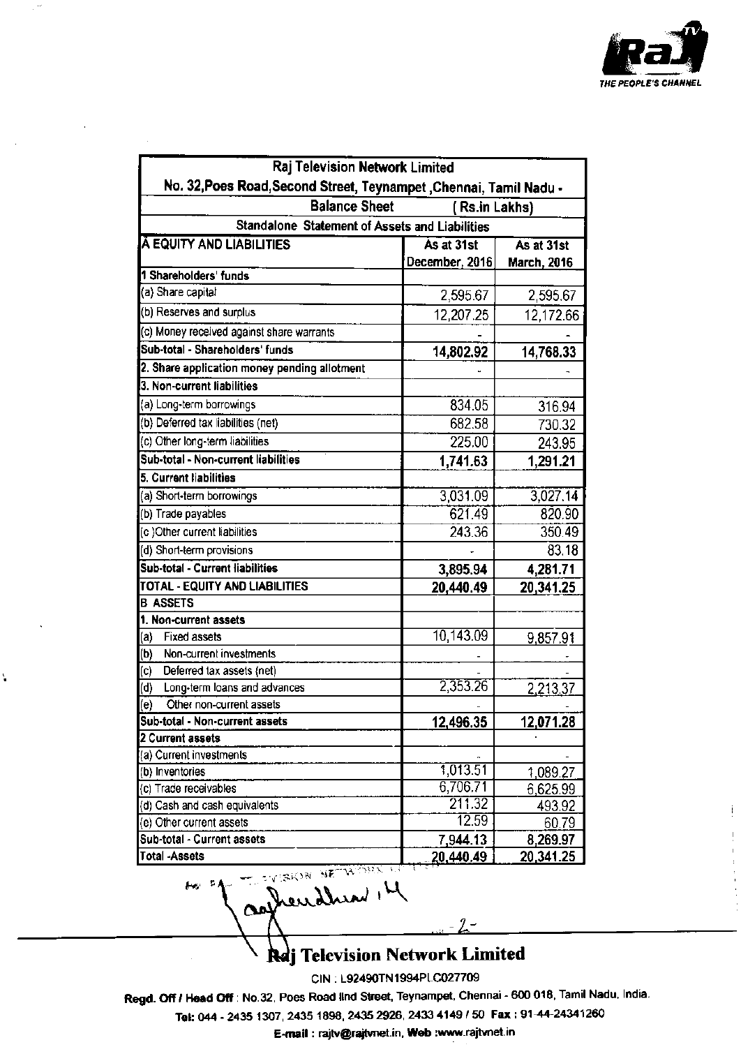THE PEOPLE'S CHANNEL

| Raj Television Network Limited | | |
|---|---|---|
| No. 32,Poes Road,Second Street, Teynampet ,Chennai, Tamil Nadu - | | |
| Balance Sheet ( Rs.in Lakhs) | | |
| Standalone Statement of Assets and Liabilities | | |
| **A EQUITY AND LIABILITIES** | **As at 31st December, 2016** | **As at 31st March, 2016** |
| **1 Shareholders' funds** | | |
| (a) Share capital | 2,595.67 | 2,595.67 |
| (b) Reserves and surplus | 12,207.25 | 12,172.66 |
| (c) Money received against share warrants | - | - |
| **Sub-total - Shareholders' funds** | **14,802.92** | **14,768.33** |
| **2. Share application money pending allotment** | - | - |
| **3. Non-current liabilities** | | |
| (a) Long-term borrowings | 834.05 | 316.94 |
| (b) Deferred tax liabilities (net) | 682.58 | 730.32 |
| (c) Other long-term liabilities | 225.00 | 243.95 |
| **Sub-total - Non-current liabilities** | **1,741.63** | **1,291.21** |
| **5. Current liabilities** | | |
| (a) Short-term borrowings | 3,031.09 | 3,027.14 |
| (b) Trade payables | 621.49 | 820.90 |
| (c )Other current liabilities | 243.36 | 350.49 |
| (d) Short-term provisions | - | 83.18 |
| **Sub-total - Current liabilities** | **3,895.94** | **4,281.71** |
| **TOTAL - EQUITY AND LIABILITIES** | **20,440.49** | **20,341.25** |
| **B ASSETS** | | |
| **1. Non-current assets** | | |
| (a) Fixed assets | 10,143.09 | 9,857.91 |
| (b) Non-current investments | - | - |
| (c) Deferred tax assets (net) | - | - |
| (d) Long-term loans and advances | 2,353.26 | 2,213.37 |
| (e) Other non-current assets | - | - |
| **Sub-total - Non-current assets** | **12,496.35** | **12,071.28** |
| **2 Current assets** | | |
| (a) Current investments | - | - |
| (b) Inventories | 1,013.51 | 1,089.27 |
| (c) Trade receivables | 6,706.71 | 6,625.99 |
| (d) Cash and cash equivalents | 211.32 | 493.92 |
| (e) Other current assets | 12.59 | 60.79 |
| **Sub-total - Current assets** | **7,944.13** | **8,269.97** |
| **Total -Assets** | **20,440.49** | **20,341.25** |

-2-

**Raj Television Network Limited**

CIN : L92490TN1994PLC027709

**Regd. Off / Head Off** : No.32, Poes Road IInd Street, Teynampet, Chennai - 600 018, Tamil Nadu, India.

**Tel:** 044 - 2435 1307, 2435 1898, 2435 2926, 2433 4149 / 50 **Fax :** 91-44-24341260

**E-mail :** rajtv@rajtvnet.in, **Web :**www.rajtvnet.in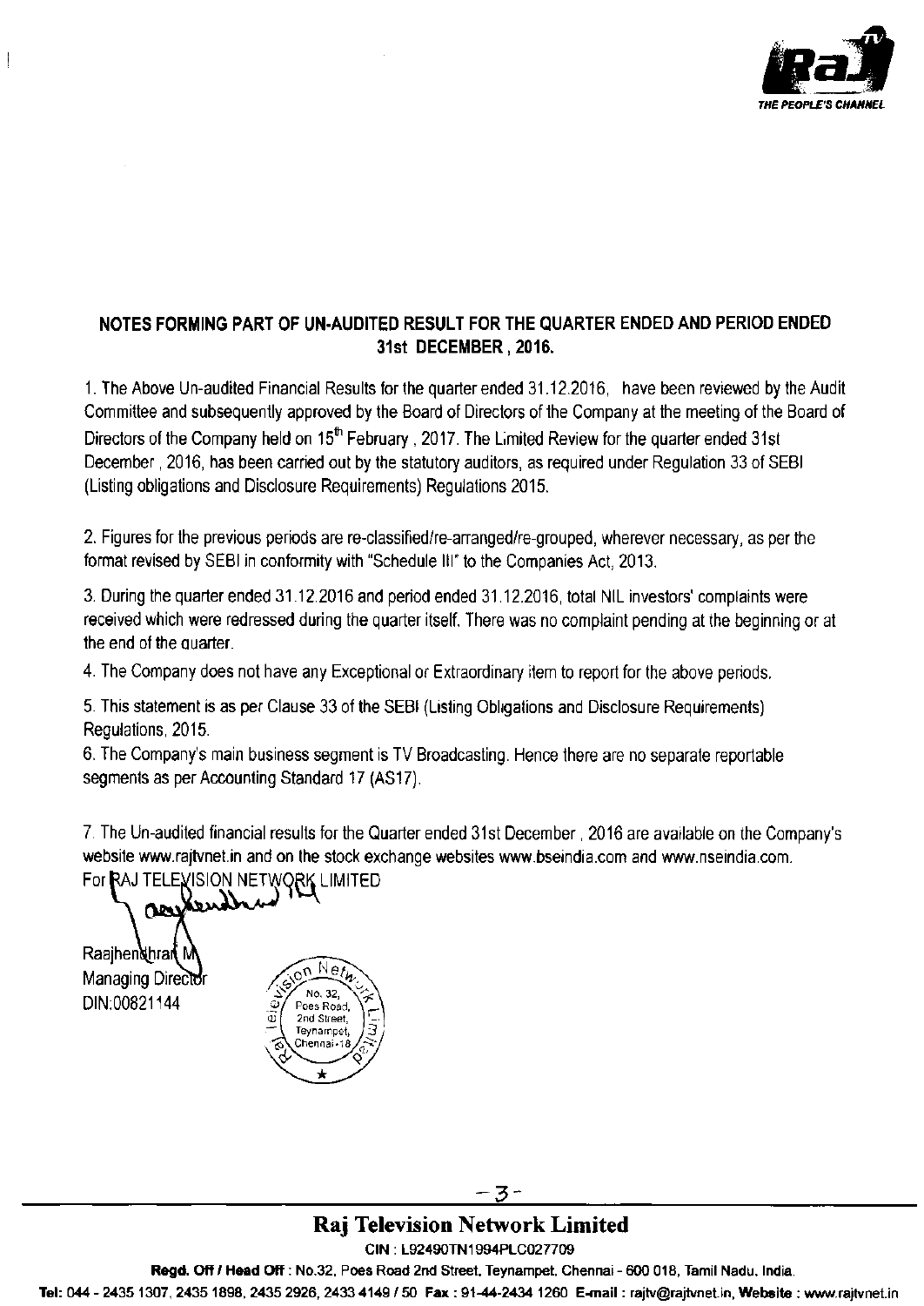## NOTES FORMING PART OF UN-AUDITED RESULT FOR THE QUARTER ENDED AND PERIOD ENDED 31st DECEMBER , 2016.

1. The Above Un-audited Financial Results for the quarter ended 31.12.2016, have been reviewed by the Audit Committee and subsequently approved by the Board of Directors of the Company at the meeting of the Board of Directors of the Company held on 15th February , 2017. The Limited Review for the quarter ended 31st December , 2016, has been carried out by the statutory auditors, as required under Regulation 33 of SEBI (Listing obligations and Disclosure Requirements) Regulations 2015.

2. Figures for the previous periods are re-classified/re-arranged/re-grouped, wherever necessary, as per the format revised by SEBI in conformity with "Schedule III" to the Companies Act, 2013.

3. During the quarter ended 31.12.2016 and period ended 31.12.2016, total NIL investors' complaints were received which were redressed during the quarter itself. There was no complaint pending at the beginning or at the end of the quarter.

4. The Company does not have any Exceptional or Extraordinary item to report for the above periods.

5. This statement is as per Clause 33 of the SEBI (Listing Obligations and Disclosure Requirements) Regulations, 2015.

6. The Company's main business segment is TV Broadcasting. Hence there are no separate reportable segments as per Accounting Standard 17 (AS17).

7. The Un-audited financial results for the Quarter ended 31st December , 2016 are available on the Company's website www.rajtvnet.in and on the stock exchange websites www.bseindia.com and www.nseindia.com.

For RAJ TELEVISION NETWORK LIMITED

Raajhendhran M
Managing Director
DIN:00821144

**Raj Television Network Limited**

CIN : L92490TN1994PLC027709

**Regd. Off / Head Off** : No.32, Poes Road 2nd Street, Teynampet, Chennai - 600 018, Tamil Nadu, India.

**Tel:** 044 - 2435 1307, 2435 1898, 2435 2926, 2433 4149 / 50 **Fax** : 91-44-2434 1260 **E-mail** : rajtv@rajtvnet.in, **Website** : www.rajtvnet.in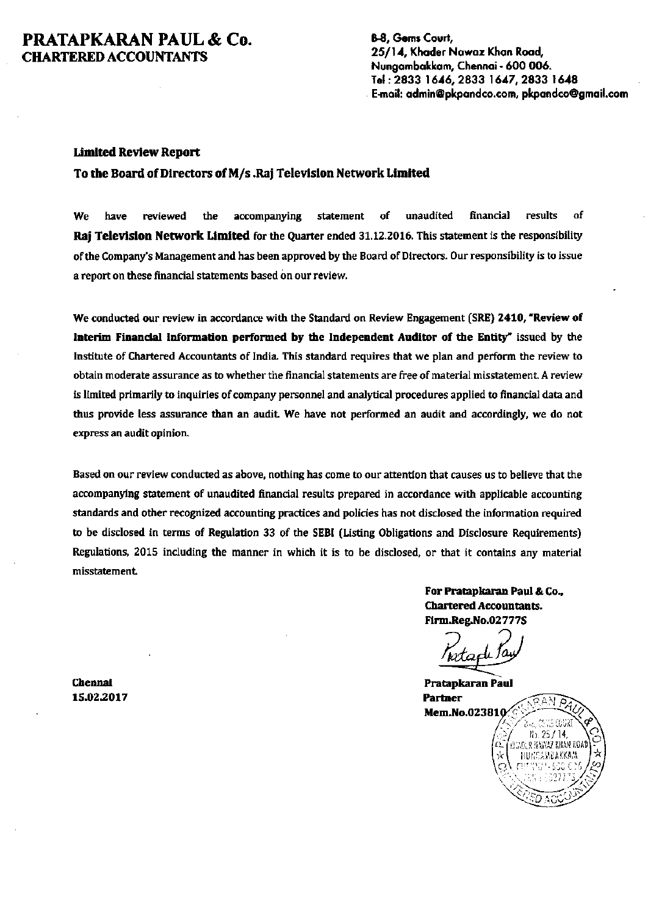# PRATAPKARAN PAUL & Co.
## CHARTERED ACCOUNTANTS

B-8, Gems Court,
25/14, Khader Nawaz Khan Road,
Nungambakkam, Chennai - 600 006.
Tel : 2833 1646, 2833 1647, 2833 1648
E-mail: admin@pkpandco.com, pkpandco@gmail.com

**Limited Review Report**

**To the Board of Directors of M/s .Raj Television Network Limited**

We have reviewed the accompanying statement of unaudited financial results of **Raj Television Network Limited** for the Quarter ended 31.12.2016. This statement is the responsibility of the Company's Management and has been approved by the Board of Directors. Our responsibility is to issue a report on these financial statements based on our review.

We conducted our review in accordance with the Standard on Review Engagement (SRE) **2410, "Review of Interim Financial Information performed by the Independent Auditor of the Entity"** issued by the Institute of Chartered Accountants of India. This standard requires that we plan and perform the review to obtain moderate assurance as to whether the financial statements are free of material misstatement. A review is limited primarily to inquiries of company personnel and analytical procedures applied to financial data and thus provide less assurance than an audit. We have not performed an audit and accordingly, we do not express an audit opinion.

Based on our review conducted as above, nothing has come to our attention that causes us to believe that the accompanying statement of unaudited financial results prepared in accordance with applicable accounting standards and other recognized accounting practices and policies has not disclosed the information required to be disclosed in terms of Regulation 33 of the SEBI (Listing Obligations and Disclosure Requirements) Regulations, 2015 including the manner in which it is to be disclosed, or that it contains any material misstatement.

**For Pratapkaran Paul & Co.,**
**Chartered Accountants.**
**Firm.Reg.No.02777S**

**Pratapkaran Paul**
**Partner**
**Mem.No.023810**

**Chennai**
**15.02.2017**